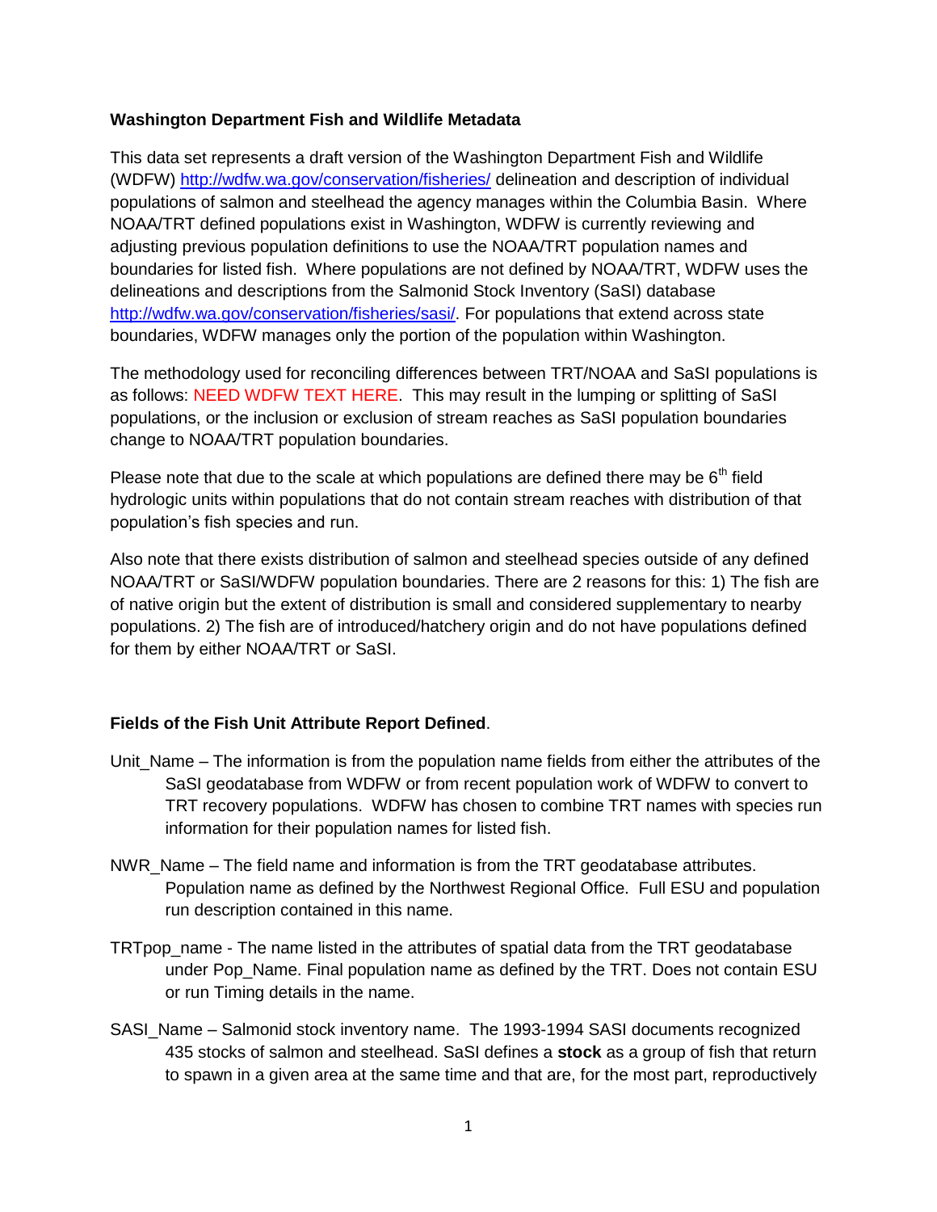**Washington Department Fish and Wildlife Metadata**

This data set represents a draft version of the Washington Department Fish and Wildlife (WDFW) http://wdfw.wa.gov/conservation/fisheries/ delineation and description of individual populations of salmon and steelhead the agency manages within the Columbia Basin. Where NOAA/TRT defined populations exist in Washington, WDFW is currently reviewing and adjusting previous population definitions to use the NOAA/TRT population names and boundaries for listed fish. Where populations are not defined by NOAA/TRT, WDFW uses the delineations and descriptions from the Salmonid Stock Inventory (SaSI) database http://wdfw.wa.gov/conservation/fisheries/sasi/. For populations that extend across state boundaries, WDFW manages only the portion of the population within Washington.

The methodology used for reconciling differences between TRT/NOAA and SaSI populations is as follows: NEED WDFW TEXT HERE. This may result in the lumping or splitting of SaSI populations, or the inclusion or exclusion of stream reaches as SaSI population boundaries change to NOAA/TRT population boundaries.

Please note that due to the scale at which populations are defined there may be 6$^{th}$ field hydrologic units within populations that do not contain stream reaches with distribution of that population's fish species and run.

Also note that there exists distribution of salmon and steelhead species outside of any defined NOAA/TRT or SaSI/WDFW population boundaries. There are 2 reasons for this: 1) The fish are of native origin but the extent of distribution is small and considered supplementary to nearby populations. 2) The fish are of introduced/hatchery origin and do not have populations defined for them by either NOAA/TRT or SaSI.

**Fields of the Fish Unit Attribute Report Defined**.

Unit_Name – The information is from the population name fields from either the attributes of the SaSI geodatabase from WDFW or from recent population work of WDFW to convert to TRT recovery populations. WDFW has chosen to combine TRT names with species run information for their population names for listed fish.

NWR_Name – The field name and information is from the TRT geodatabase attributes. Population name as defined by the Northwest Regional Office. Full ESU and population run description contained in this name.

TRTpop_name - The name listed in the attributes of spatial data from the TRT geodatabase under Pop_Name. Final population name as defined by the TRT. Does not contain ESU or run Timing details in the name.

SASI_Name – Salmonid stock inventory name. The 1993-1994 SASI documents recognized 435 stocks of salmon and steelhead. SaSI defines a **stock** as a group of fish that return to spawn in a given area at the same time and that are, for the most part, reproductively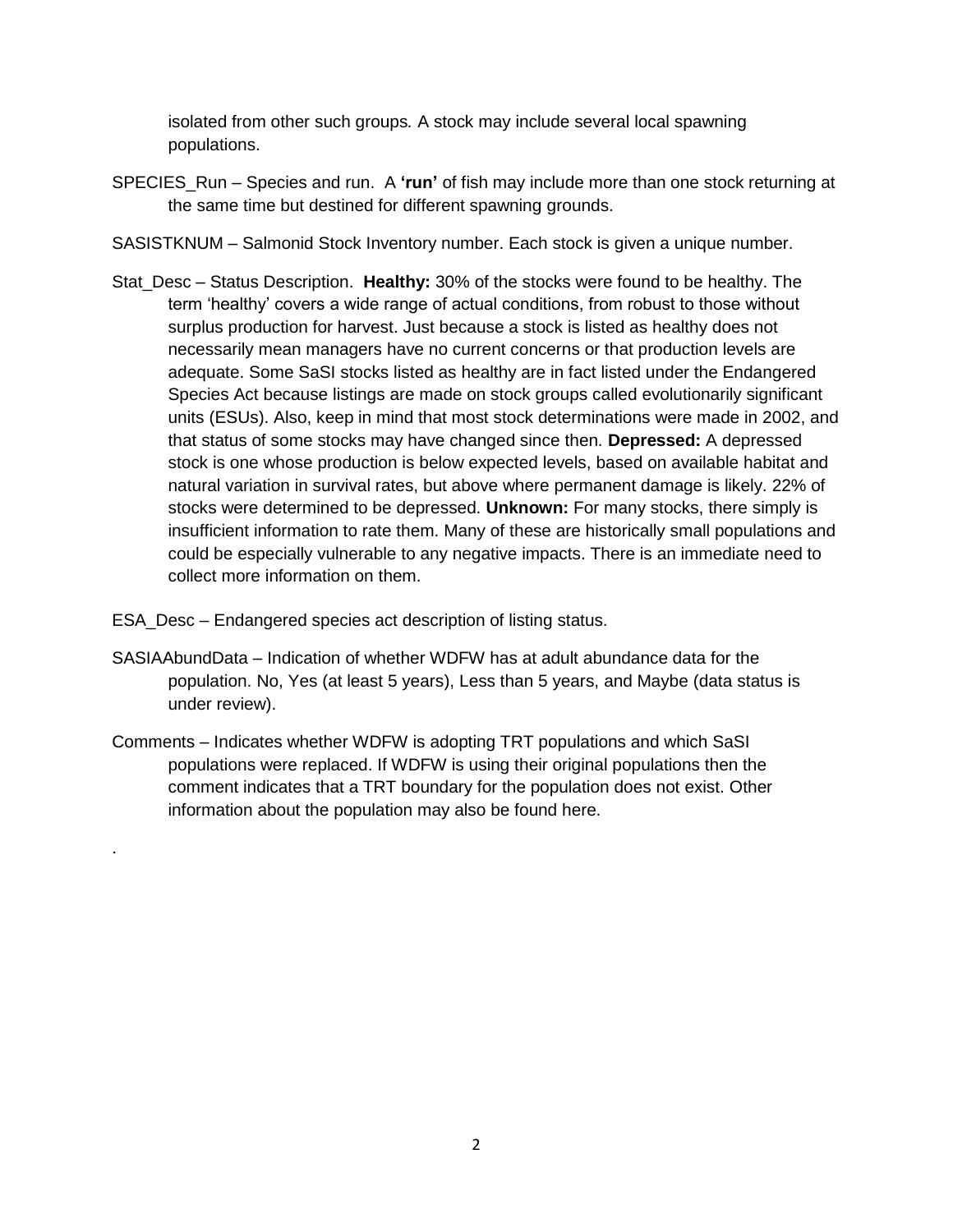isolated from other such groups. A stock may include several local spawning populations.

SPECIES_Run – Species and run. A **'run'** of fish may include more than one stock returning at the same time but destined for different spawning grounds.

SASISTKNUM – Salmonid Stock Inventory number. Each stock is given a unique number.

Stat_Desc – Status Description. **Healthy:** 30% of the stocks were found to be healthy. The term 'healthy' covers a wide range of actual conditions, from robust to those without surplus production for harvest. Just because a stock is listed as healthy does not necessarily mean managers have no current concerns or that production levels are adequate. Some SaSI stocks listed as healthy are in fact listed under the Endangered Species Act because listings are made on stock groups called evolutionarily significant units (ESUs). Also, keep in mind that most stock determinations were made in 2002, and that status of some stocks may have changed since then. **Depressed:** A depressed stock is one whose production is below expected levels, based on available habitat and natural variation in survival rates, but above where permanent damage is likely. 22% of stocks were determined to be depressed. **Unknown:** For many stocks, there simply is insufficient information to rate them. Many of these are historically small populations and could be especially vulnerable to any negative impacts. There is an immediate need to collect more information on them.

ESA_Desc – Endangered species act description of listing status.

SASIAAbundData – Indication of whether WDFW has at adult abundance data for the population. No, Yes (at least 5 years), Less than 5 years, and Maybe (data status is under review).

Comments – Indicates whether WDFW is adopting TRT populations and which SaSI populations were replaced. If WDFW is using their original populations then the comment indicates that a TRT boundary for the population does not exist. Other information about the population may also be found here.

.